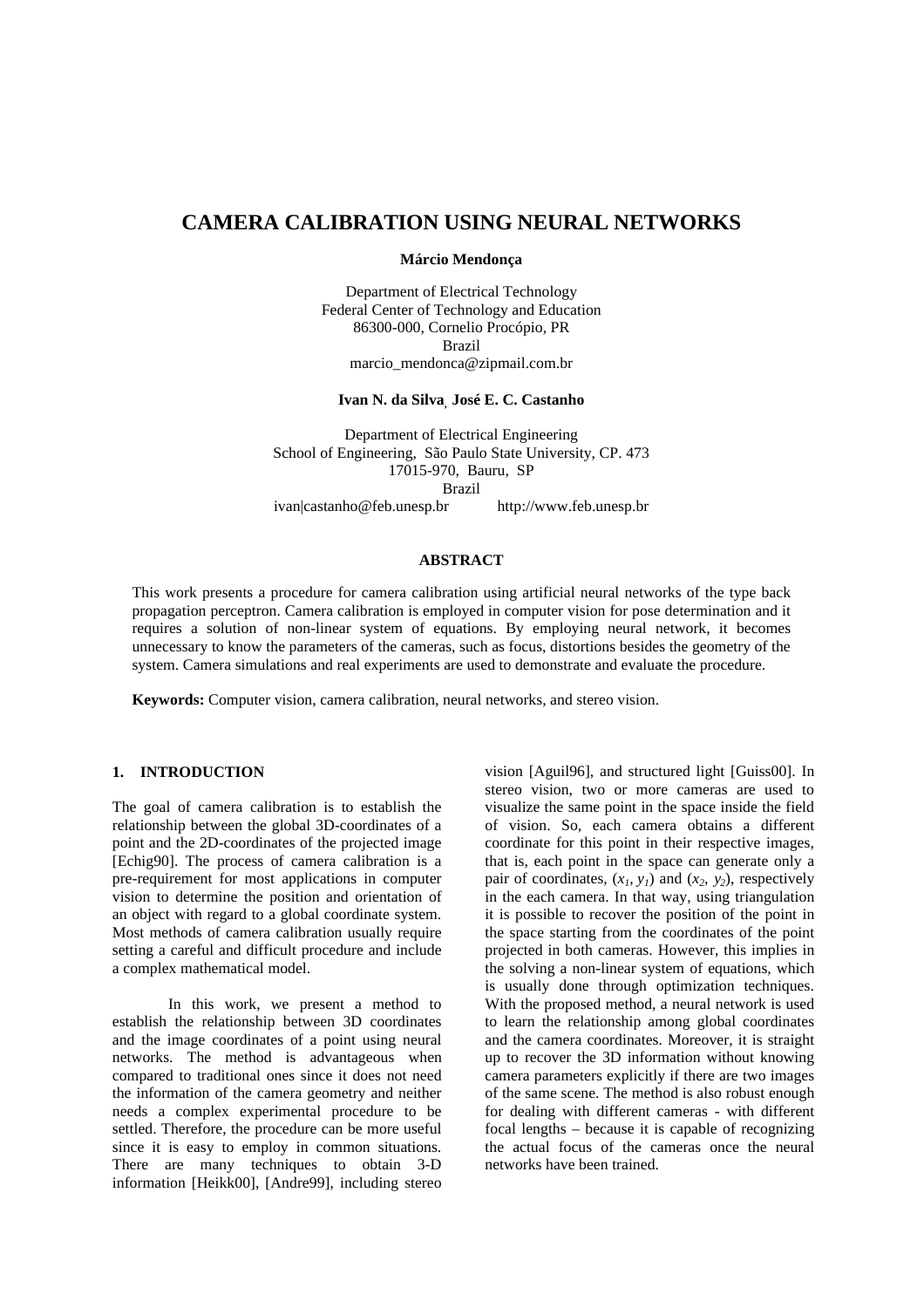# CAMERA CALIBRATION USING NEURAL NETWORKS

**Márcio Mendonça**

Department of Electrical Technology
Federal Center of Technology and Education
86300-000, Cornelio Procópio, PR
Brazil
marcio_mendonca@zipmail.com.br

**Ivan N. da Silva, José E. C. Castanho**

Department of Electrical Engineering
School of Engineering, São Paulo State University, CP. 473
17015-970, Bauru, SP
Brazil
ivan|castanho@feb.unesp.br http://www.feb.unesp.br

## ABSTRACT

This work presents a procedure for camera calibration using artificial neural networks of the type back propagation perceptron. Camera calibration is employed in computer vision for pose determination and it requires a solution of non-linear system of equations. By employing neural network, it becomes unnecessary to know the parameters of the cameras, such as focus, distortions besides the geometry of the system. Camera simulations and real experiments are used to demonstrate and evaluate the procedure.

**Keywords:** Computer vision, camera calibration, neural networks, and stereo vision.

## 1. INTRODUCTION

The goal of camera calibration is to establish the relationship between the global 3D-coordinates of a point and the 2D-coordinates of the projected image [Echig90]. The process of camera calibration is a pre-requirement for most applications in computer vision to determine the position and orientation of an object with regard to a global coordinate system. Most methods of camera calibration usually require setting a careful and difficult procedure and include a complex mathematical model.

In this work, we present a method to establish the relationship between 3D coordinates and the image coordinates of a point using neural networks. The method is advantageous when compared to traditional ones since it does not need the information of the camera geometry and neither needs a complex experimental procedure to be settled. Therefore, the procedure can be more useful since it is easy to employ in common situations. There are many techniques to obtain 3-D information [Heikk00], [Andre99], including stereo vision [Aguil96], and structured light [Guiss00]. In stereo vision, two or more cameras are used to visualize the same point in the space inside the field of vision. So, each camera obtains a different coordinate for this point in their respective images, that is, each point in the space can generate only a pair of coordinates, $(x_1, y_1)$ and $(x_2, y_2)$, respectively in the each camera. In that way, using triangulation it is possible to recover the position of the point in the space starting from the coordinates of the point projected in both cameras. However, this implies in the solving a non-linear system of equations, which is usually done through optimization techniques. With the proposed method, a neural network is used to learn the relationship among global coordinates and the camera coordinates. Moreover, it is straight up to recover the 3D information without knowing camera parameters explicitly if there are two images of the same scene. The method is also robust enough for dealing with different cameras - with different focal lengths – because it is capable of recognizing the actual focus of the cameras once the neural networks have been trained.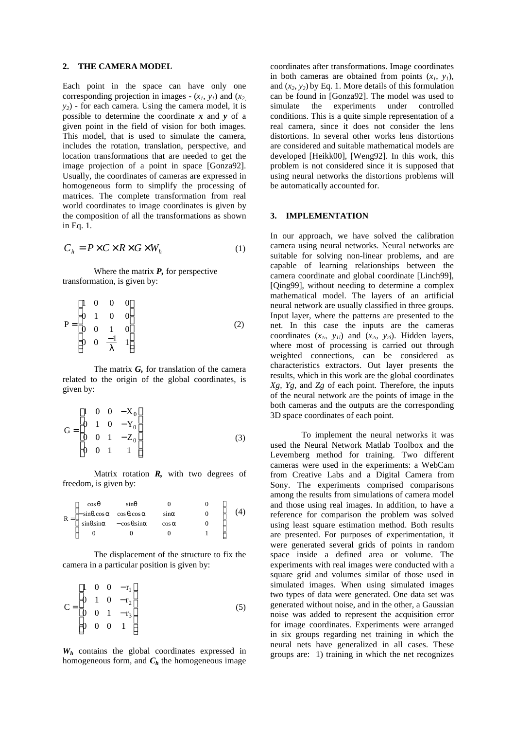## 2. THE CAMERA MODEL

Each point in the space can have only one corresponding projection in images - ($x_1$, $y_1$) and ($x_2$, $y_2$) - for each camera. Using the camera model, it is possible to determine the coordinate $\boldsymbol{x}$ and $\boldsymbol{y}$ of a given point in the field of vision for both images. This model, that is used to simulate the camera, includes the rotation, translation, perspective, and location transformations that are needed to get the image projection of a point in space [Gonza92]. Usually, the coordinates of cameras are expressed in homogeneous form to simplify the processing of matrices. The complete transformation from real world coordinates to image coordinates is given by the composition of all the transformations as shown in Eq. 1.

$$C_h = P \times C \times R \times G \times W_h \tag{1}$$

Where the matrix $\boldsymbol{P}$, for perspective transformation, is given by:

$$P = \begin{bmatrix} 1 & 0 & 0 & 0 \\ 0 & 1 & 0 & 0 \\ 0 & 0 & 1 & 0 \\ 0 & 0 & \frac{-1}{\lambda} & 1 \end{bmatrix} \tag{2}$$

The matrix $\boldsymbol{G}$, for translation of the camera related to the origin of the global coordinates, is given by:

$$G = \begin{bmatrix} 1 & 0 & 0 & -X_0 \\ 0 & 1 & 0 & -Y_0 \\ 0 & 0 & 1 & -Z_0 \\ 0 & 0 & 1 & 1 \end{bmatrix} \tag{3}$$

Matrix rotation $\boldsymbol{R}$, with two degrees of freedom, is given by:

$$R = \begin{bmatrix} \cos\theta & \sin\theta & 0 & 0 \\ -\sin\theta.\cos\alpha & \cos\theta.\cos\alpha & \sin\alpha & 0 \\ \sin\theta.\sin\alpha & -\cos\theta.\sin\alpha & \cos\alpha & 0 \\ 0 & 0 & 0 & 1 \end{bmatrix} \tag{4}$$

The displacement of the structure to fix the camera in a particular position is given by:

$$C = \begin{bmatrix} 1 & 0 & 0 & -r_1 \\ 0 & 1 & 0 & -r_2 \\ 0 & 0 & 1 & -r_3 \\ 0 & 0 & 0 & 1 \end{bmatrix} \tag{5}$$

$\boldsymbol{W_h}$ contains the global coordinates expressed in homogeneous form, and $\boldsymbol{C_h}$ the homogeneous image coordinates after transformations. Image coordinates in both cameras are obtained from points ($x_1$, $y_1$), and ($x_2$, $y_2$) by Eq. 1. More details of this formulation can be found in [Gonza92]. The model was used to simulate the experiments under controlled conditions. This is a quite simple representation of a real camera, since it does not consider the lens distortions. In several other works lens distortions are considered and suitable mathematical models are developed [Heikk00], [Weng92]. In this work, this problem is not considered since it is supposed that using neural networks the distortions problems will be automatically accounted for.

## 3. IMPLEMENTATION

In our approach, we have solved the calibration camera using neural networks. Neural networks are suitable for solving non-linear problems, and are capable of learning relationships between the camera coordinate and global coordinate [Linch99], [Qing99], without needing to determine a complex mathematical model. The layers of an artificial neural network are usually classified in three groups. Input layer, where the patterns are presented to the net. In this case the inputs are the cameras coordinates ($x_{1i}$, $y_{1i}$) and ($x_{2i}$, $y_{2i}$). Hidden layers, where most of processing is carried out through weighted connections, can be considered as characteristics extractors. Out layer presents the results, which in this work are the global coordinates *Xg*, *Yg*, and *Zg* of each point. Therefore, the inputs of the neural network are the points of image in the both cameras and the outputs are the corresponding 3D space coordinates of each point.

To implement the neural networks it was used the Neural Network Matlab Toolbox and the Levemberg method for training. Two different cameras were used in the experiments: a WebCam from Creative Labs and a Digital Camera from Sony. The experiments comprised comparisons among the results from simulations of camera model and those using real images. In addition, to have a reference for comparison the problem was solved using least square estimation method. Both results are presented. For purposes of experimentation, it were generated several grids of points in random space inside a defined area or volume. The experiments with real images were conducted with a square grid and volumes similar of those used in simulated images. When using simulated images two types of data were generated. One data set was generated without noise, and in the other, a Gaussian noise was added to represent the acquisition error for image coordinates. Experiments were arranged in six groups regarding net training in which the neural nets have generalized in all cases. These groups are: 1) training in which the net recognizes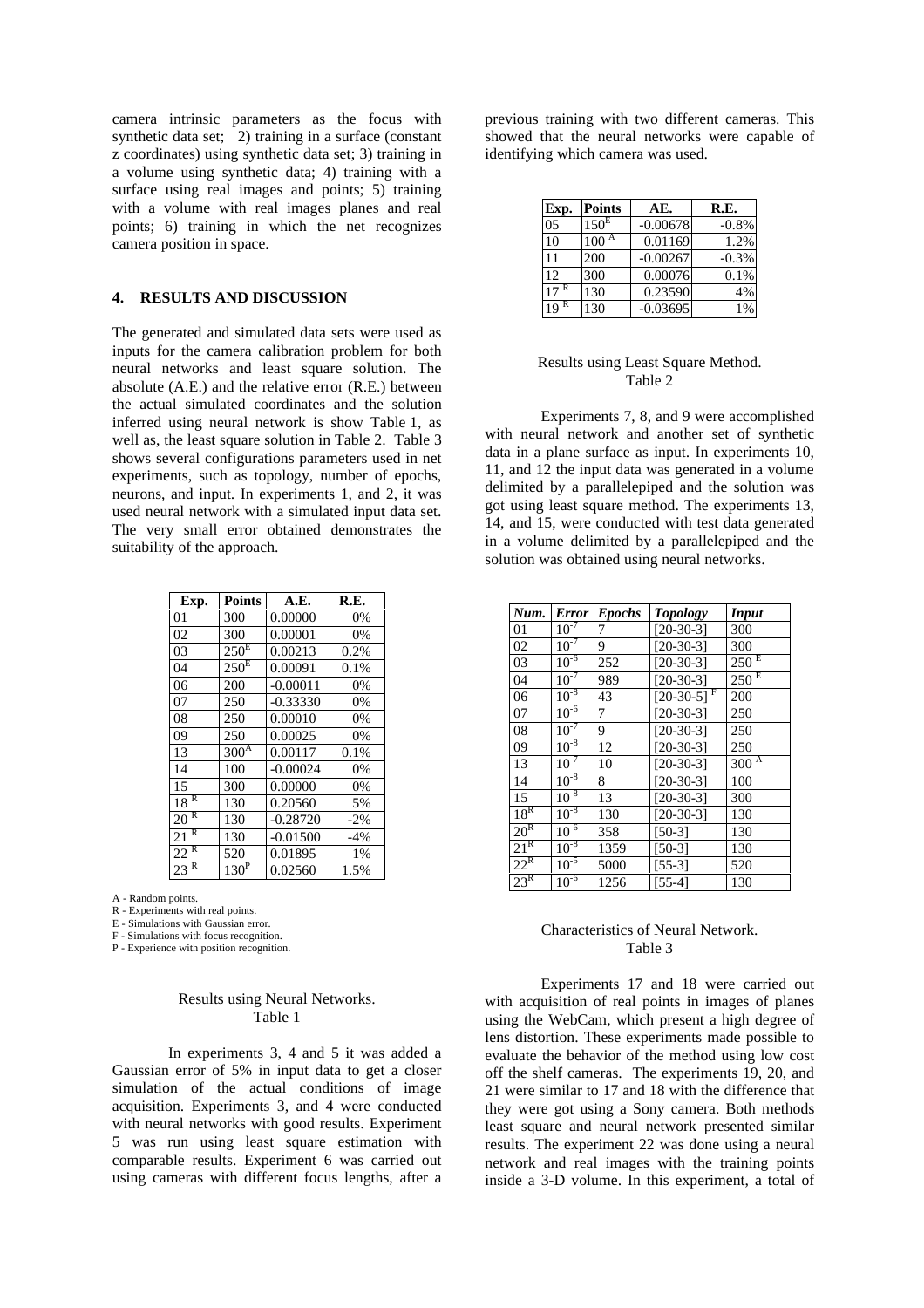camera intrinsic parameters as the focus with synthetic data set; 2) training in a surface (constant z coordinates) using synthetic data set; 3) training in a volume using synthetic data; 4) training with a surface using real images and points; 5) training with a volume with real images planes and real points; 6) training in which the net recognizes camera position in space.

## 4. RESULTS AND DISCUSSION

The generated and simulated data sets were used as inputs for the camera calibration problem for both neural networks and least square solution. The absolute (A.E.) and the relative error (R.E.) between the actual simulated coordinates and the solution inferred using neural network is show Table 1, as well as, the least square solution in Table 2. Table 3 shows several configurations parameters used in net experiments, such as topology, number of epochs, neurons, and input. In experiments 1, and 2, it was used neural network with a simulated input data set. The very small error obtained demonstrates the suitability of the approach.

| Exp. | Points | A.E. | R.E. |
|---|---|---|---|
| 01 | 300 | 0.00000 | 0% |
| 02 | 300 | 0.00001 | 0% |
| 03 | 250[E] | 0.00213 | 0.2% |
| 04 | 250[E] | 0.00091 | 0.1% |
| 06 | 200 | -0.00011 | 0% |
| 07 | 250 | -0.33330 | 0% |
| 08 | 250 | 0.00010 | 0% |
| 09 | 250 | 0.00025 | 0% |
| 13 | 300[A] | 0.00117 | 0.1% |
| 14 | 100 | -0.00024 | 0% |
| 15 | 300 | 0.00000 | 0% |
| 18 [R] | 130 | 0.20560 | 5% |
| 20 [R] | 130 | -0.28720 | -2% |
| 21 [R] | 130 | -0.01500 | -4% |
| 22 [R] | 520 | 0.01895 | 1% |
| 23 [R] | 130[P] | 0.02560 | 1.5% |

A - Random points.
R - Experiments with real points.
E - Simulations with Gaussian error.
F - Simulations with focus recognition.
P - Experience with position recognition.

Results using Neural Networks.
Table 1

In experiments 3, 4 and 5 it was added a Gaussian error of 5% in input data to get a closer simulation of the actual conditions of image acquisition. Experiments 3, and 4 were conducted with neural networks with good results. Experiment 5 was run using least square estimation with comparable results. Experiment 6 was carried out using cameras with different focus lengths, after a previous training with two different cameras. This showed that the neural networks were capable of identifying which camera was used.

| Exp. | Points | AE. | R.E. |
|---|---|---|---|
| 05 | 150[E] | -0.00678 | -0.8% |
| 10 | 100 [A] | 0.01169 | 1.2% |
| 11 | 200 | -0.00267 | -0.3% |
| 12 | 300 | 0.00076 | 0.1% |
| 17 [R] | 130 | 0.23590 | 4% |
| 19 [R] | 130 | -0.03695 | 1% |

Results using Least Square Method.
Table 2

Experiments 7, 8, and 9 were accomplished with neural network and another set of synthetic data in a plane surface as input. In experiments 10, 11, and 12 the input data was generated in a volume delimited by a parallelepiped and the solution was got using least square method. The experiments 13, 14, and 15, were conducted with test data generated in a volume delimited by a parallelepiped and the solution was obtained using neural networks.

| *Num.* | *Error* | *Epochs* | *Topology* | *Input* |
|---|---|---|---|---|
| 01 | $10^{-7}$ | 7 | [20-30-3] | 300 |
| 02 | $10^{-7}$ | 9 | [20-30-3] | 300 |
| 03 | $10^{-6}$ | 252 | [20-30-3] | 250 [E] |
| 04 | $10^{-7}$ | 989 | [20-30-3] | 250 [E] |
| 06 | $10^{-8}$ | 43 | [20-30-5] [F] | 200 |
| 07 | $10^{-6}$ | 7 | [20-30-3] | 250 |
| 08 | $10^{-7}$ | 9 | [20-30-3] | 250 |
| 09 | $10^{-8}$ | 12 | [20-30-3] | 250 |
| 13 | $10^{-7}$ | 10 | [20-30-3] | 300 [A] |
| 14 | $10^{-8}$ | 8 | [20-30-3] | 100 |
| 15 | $10^{-8}$ | 13 | [20-30-3] | 300 |
| 18[R] | $10^{-8}$ | 130 | [20-30-3] | 130 |
| 20[R] | $10^{-6}$ | 358 | [50-3] | 130 |
| 21[R] | $10^{-8}$ | 1359 | [50-3] | 130 |
| 22[R] | $10^{-5}$ | 5000 | [55-3] | 520 |
| 23[R] | $10^{-6}$ | 1256 | [55-4] | 130 |

Characteristics of Neural Network.
Table 3

Experiments 17 and 18 were carried out with acquisition of real points in images of planes using the WebCam, which present a high degree of lens distortion. These experiments made possible to evaluate the behavior of the method using low cost off the shelf cameras. The experiments 19, 20, and 21 were similar to 17 and 18 with the difference that they were got using a Sony camera. Both methods least square and neural network presented similar results. The experiment 22 was done using a neural network and real images with the training points inside a 3-D volume. In this experiment, a total of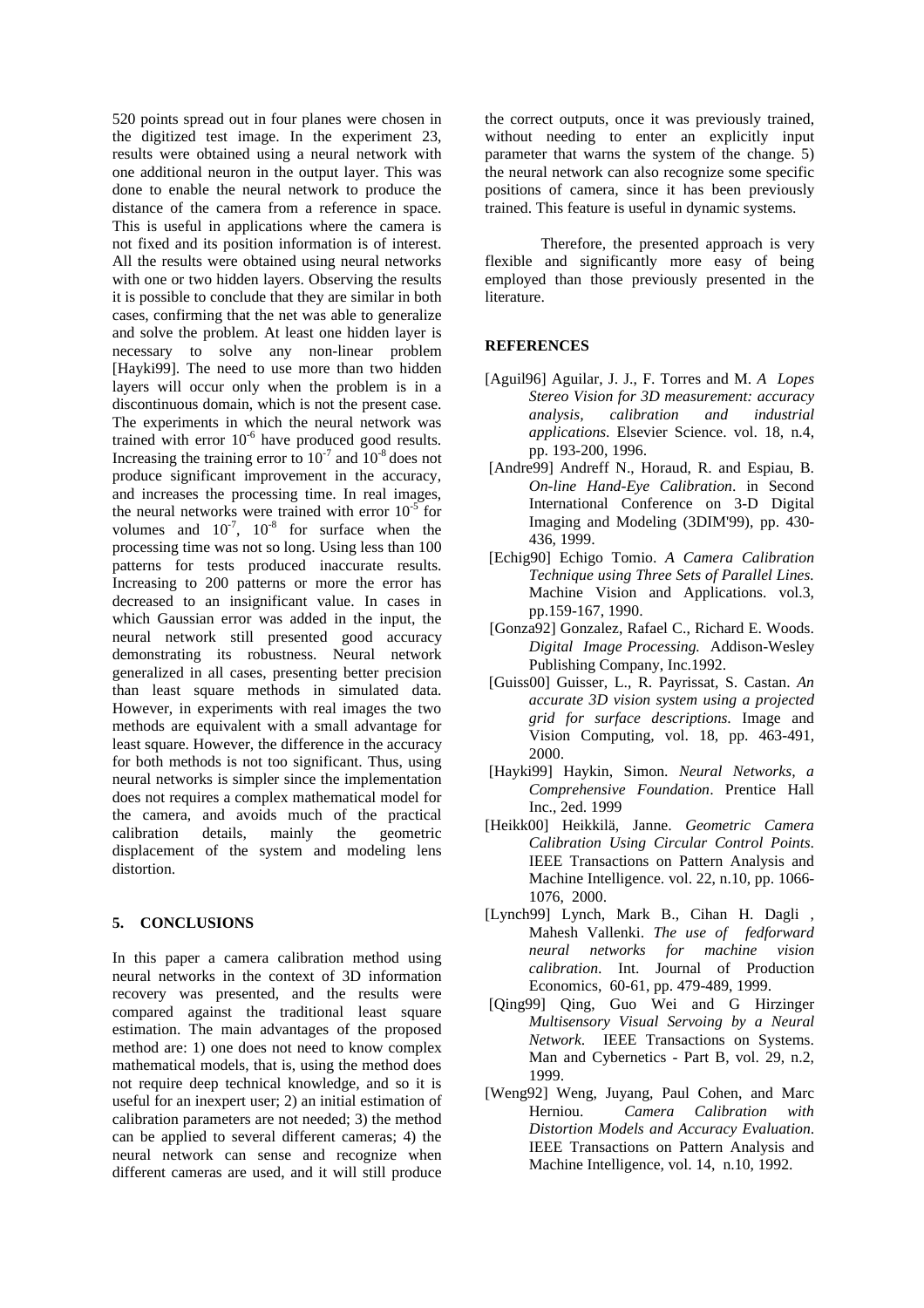520 points spread out in four planes were chosen in the digitized test image. In the experiment 23, results were obtained using a neural network with one additional neuron in the output layer. This was done to enable the neural network to produce the distance of the camera from a reference in space. This is useful in applications where the camera is not fixed and its position information is of interest. All the results were obtained using neural networks with one or two hidden layers. Observing the results it is possible to conclude that they are similar in both cases, confirming that the net was able to generalize and solve the problem. At least one hidden layer is necessary to solve any non-linear problem [Hayki99]. The need to use more than two hidden layers will occur only when the problem is in a discontinuous domain, which is not the present case. The experiments in which the neural network was trained with error $10^{-6}$ have produced good results. Increasing the training error to $10^{-7}$ and $10^{-8}$ does not produce significant improvement in the accuracy, and increases the processing time. In real images, the neural networks were trained with error $10^{-5}$ for volumes and $10^{-7}$, $10^{-8}$ for surface when the processing time was not so long. Using less than 100 patterns for tests produced inaccurate results. Increasing to 200 patterns or more the error has decreased to an insignificant value. In cases in which Gaussian error was added in the input, the neural network still presented good accuracy demonstrating its robustness. Neural network generalized in all cases, presenting better precision than least square methods in simulated data. However, in experiments with real images the two methods are equivalent with a small advantage for least square. However, the difference in the accuracy for both methods is not too significant. Thus, using neural networks is simpler since the implementation does not requires a complex mathematical model for the camera, and avoids much of the practical calibration details, mainly the geometric displacement of the system and modeling lens distortion.

## 5. CONCLUSIONS

In this paper a camera calibration method using neural networks in the context of 3D information recovery was presented, and the results were compared against the traditional least square estimation. The main advantages of the proposed method are: 1) one does not need to know complex mathematical models, that is, using the method does not require deep technical knowledge, and so it is useful for an inexpert user; 2) an initial estimation of calibration parameters are not needed; 3) the method can be applied to several different cameras; 4) the neural network can sense and recognize when different cameras are used, and it will still produce the correct outputs, once it was previously trained, without needing to enter an explicitly input parameter that warns the system of the change. 5) the neural network can also recognize some specific positions of camera, since it has been previously trained. This feature is useful in dynamic systems.

Therefore, the presented approach is very flexible and significantly more easy of being employed than those previously presented in the literature.

## REFERENCES

[Aguil96] Aguilar, J. J., F. Torres and M. *A Lopes Stereo Vision for 3D measurement: accuracy analysis, calibration and industrial applications*. Elsevier Science. vol. 18, n.4, pp. 193-200, 1996.

[Andre99] Andreff N., Horaud, R. and Espiau, B. *On-line Hand-Eye Calibration*. in Second International Conference on 3-D Digital Imaging and Modeling (3DIM'99), pp. 430-436, 1999.

[Echig90] Echigo Tomio. *A Camera Calibration Technique using Three Sets of Parallel Lines.* Machine Vision and Applications. vol.3, pp.159-167, 1990.

[Gonza92] Gonzalez, Rafael C., Richard E. Woods. *Digital Image Processing.* Addison-Wesley Publishing Company, Inc.1992.

[Guiss00] Guisser, L., R. Payrissat, S. Castan. *An accurate 3D vision system using a projected grid for surface descriptions*. Image and Vision Computing, vol. 18, pp. 463-491, 2000.

[Hayki99] Haykin, Simon. *Neural Networks, a Comprehensive Foundation*. Prentice Hall Inc., 2ed. 1999

[Heikk00] Heikkilä, Janne. *Geometric Camera Calibration Using Circular Control Points*. IEEE Transactions on Pattern Analysis and Machine Intelligence. vol. 22, n.10, pp. 1066-1076, 2000.

[Lynch99] Lynch, Mark B., Cihan H. Dagli , Mahesh Vallenki. *The use of fedforward neural networks for machine vision calibration*. Int. Journal of Production Economics, 60-61, pp. 479-489, 1999.

[Qing99] Qing, Guo Wei and G Hirzinger *Multisensory Visual Servoing by a Neural Network*. IEEE Transactions on Systems. Man and Cybernetics - Part B, vol. 29, n.2, 1999.

[Weng92] Weng, Juyang, Paul Cohen, and Marc Herniou. *Camera Calibration with Distortion Models and Accuracy Evaluation*. IEEE Transactions on Pattern Analysis and Machine Intelligence, vol. 14, n.10, 1992.